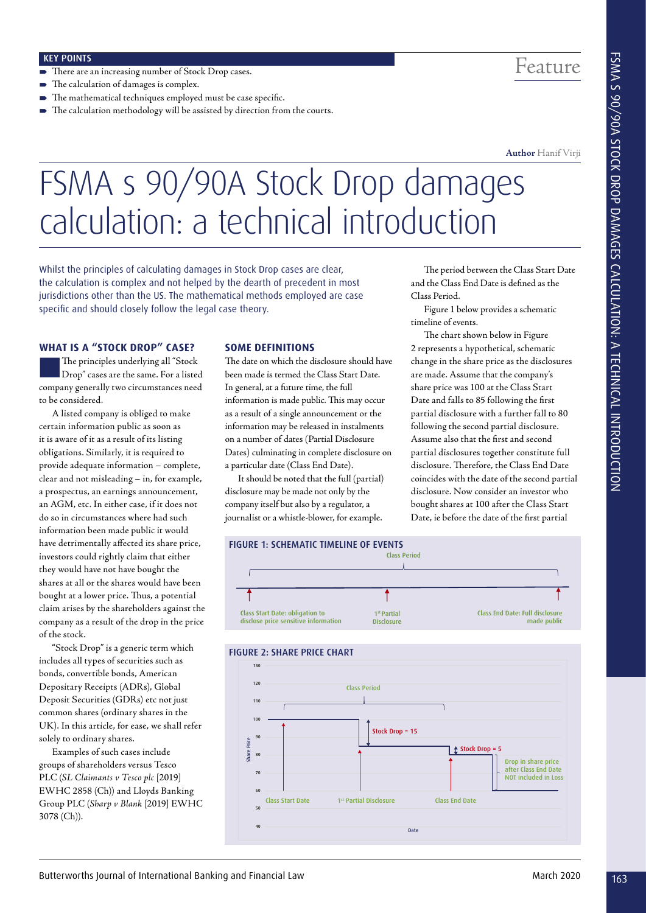**KEY POINTS**

- There are an increasing number of Stock Drop cases.
- The calculation of damages is complex.
- The mathematical techniques employed must be case specific.
- The calculation methodology will be assisted by direction from the courts.

Feature

**Author** Hanif Virji

# FSMA s 90/90A Stock Drop damages calculation: a technical introduction

Whilst the principles of calculating damages in Stock Drop cases are clear, the calculation is complex and not helped by the dearth of precedent in most jurisdictions other than the US. The mathematical methods employed are case specific and should closely follow the legal case theory.

## WHAT IS A "STOCK DROP" CASE?

The principles underlying all "Stock Drop" cases are the same. For a listed company generally two circumstances need to be considered.

A listed company is obliged to make certain information public as soon as it is aware of it as a result of its listing obligations. Similarly, it is required to provide adequate information – complete, clear and not misleading – in, for example, a prospectus, an earnings announcement, an AGM, etc. In either case, if it does not do so in circumstances where had such information been made public it would have detrimentally affected its share price, investors could rightly claim that either they would have not have bought the shares at all or the shares would have been bought at a lower price. Thus, a potential claim arises by the shareholders against the company as a result of the drop in the price of the stock.

"Stock Drop" is a generic term which includes all types of securities such as bonds, convertible bonds, American Depositary Receipts (ADRs), Global Deposit Securities (GDRs) etc not just common shares (ordinary shares in the UK). In this article, for ease, we shall refer solely to ordinary shares.

Examples of such cases include groups of shareholders versus Tesco PLC (*SL Claimants v Tesco plc* [2019] EWHC 2858 (Ch)) and Lloyds Banking Group PLC (*Sharp v Blank* [2019] EWHC 3078 (Ch)).

## SOME DEFINITIONS

The date on which the disclosure should have been made is termed the Class Start Date. In general, at a future time, the full information is made public. This may occur as a result of a single announcement or the information may be released in instalments on a number of dates (Partial Disclosure Dates) culminating in complete disclosure on a particular date (Class End Date).

It should be noted that the full (partial) disclosure may be made not only by the company itself but also by a regulator, a journalist or a whistle-blower, for example.

The period between the Class Start Date and the Class End Date is defined as the Class Period.

Figure 1 below provides a schematic timeline of events.

The chart shown below in Figure 2 represents a hypothetical, schematic change in the share price as the disclosures are made. Assume that the company's share price was 100 at the Class Start Date and falls to 85 following the first partial disclosure with a further fall to 80 following the second partial disclosure. Assume also that the first and second partial disclosures together constitute full disclosure. Therefore, the Class End Date coincides with the date of the second partial disclosure. Now consider an investor who bought shares at 100 after the Class Start Date, ie before the date of the first partial

**FIGURE 1: SCHEMATIC TIMELINE OF EVENTS**

Class Period

Class Start Date: obligation to disclose price sensitive information — 1st Partial Disclosure — Class End Date: Full disclosure made public

**FIGURE 2: SHARE PRICE CHART**

Share Price (40–130) vs Date. Labels: Class Period; Stock Drop = 15; Stock Drop = 5; Drop in share price after Class End Date NOT included in Loss; Class Start Date; 1st Partial Disclosure; Class End Date.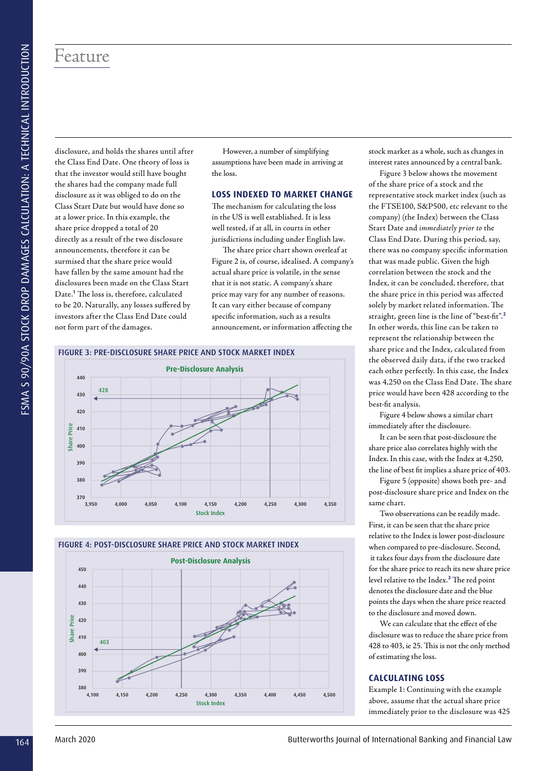disclosure, and holds the shares until after the Class End Date. One theory of loss is that the investor would still have bought the shares had the company made full disclosure as it was obliged to do on the Class Start Date but would have done so at a lower price. In this example, the share price dropped a total of 20 directly as a result of the two disclosure announcements, therefore it can be surmised that the share price would have fallen by the same amount had the disclosures been made on the Class Start Date.[1] The loss is, therefore, calculated to be 20. Naturally, any losses suffered by investors after the Class End Date could not form part of the damages.

However, a number of simplifying assumptions have been made in arriving at the loss.

## LOSS INDEXED TO MARKET CHANGE

The mechanism for calculating the loss in the US is well established. It is less well tested, if at all, in courts in other jurisdictions including under English law.

The share price chart shown overleaf at Figure 2 is, of course, idealised. A company's actual share price is volatile, in the sense that it is not static. A company's share price may vary for any number of reasons. It can vary either because of company specific information, such as a results announcement, or information affecting the stock market as a whole, such as changes in interest rates announced by a central bank.

Figure 3 below shows the movement of the share price of a stock and the representative stock market index (such as the FTSE100, S&P500, etc relevant to the company) (the Index) between the Class Start Date and *immediately prior to* the Class End Date. During this period, say, there was no company specific information that was made public. Given the high correlation between the stock and the Index, it can be concluded, therefore, that the share price in this period was affected solely by market related information. The straight, green line is the line of "best-fit".[2] In other words, this line can be taken to represent the relationship between the share price and the Index, calculated from the observed daily data, if the two tracked each other perfectly. In this case, the Index was 4,250 on the Class End Date. The share price would have been 428 according to the best-fit analysis.

Figure 4 below shows a similar chart immediately after the disclosure.

It can be seen that post-disclosure the share price also correlates highly with the Index. In this case, with the Index at 4,250, the line of best fit implies a share price of 403.

Figure 5 (opposite) shows both pre- and post-disclosure share price and Index on the same chart.

Two observations can be readily made. First, it can be seen that the share price relative to the Index is lower post-disclosure when compared to pre-disclosure. Second, it takes four days from the disclosure date for the share price to reach its new share price level relative to the Index.[3] The red point denotes the disclosure date and the blue points the days when the share price reacted to the disclosure and moved down.

We can calculate that the effect of the disclosure was to reduce the share price from 428 to 403, ie 25. This is not the only method of estimating the loss.

**FIGURE 3: PRE-DISCLOSURE SHARE PRICE AND STOCK MARKET INDEX**

**FIGURE 4: POST-DISCLOSURE SHARE PRICE AND STOCK MARKET INDEX**

## CALCULATING LOSS

Example 1: Continuing with the example above, assume that the actual share price immediately prior to the disclosure was 425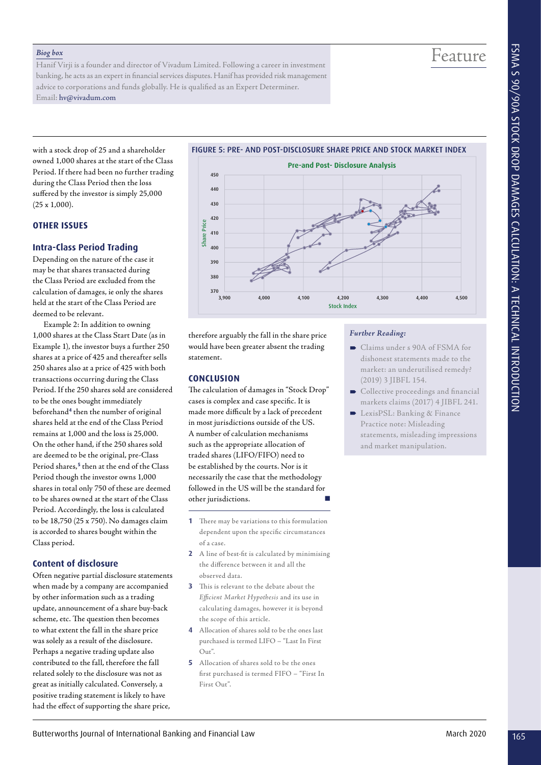*Biog box*

Hanif Virji is a founder and director of Vivadum Limited. Following a career in investment banking, he acts as an expert in financial services disputes. Hanif has provided risk management advice to corporations and funds globally. He is qualified as an Expert Determiner.
Email: hv@vivadum.com

with a stock drop of 25 and a shareholder owned 1,000 shares at the start of the Class Period. If there had been no further trading during the Class Period then the loss suffered by the investor is simply 25,000 (25 x 1,000).

## OTHER ISSUES

### Intra-Class Period Trading

Depending on the nature of the case it may be that shares transacted during the Class Period are excluded from the calculation of damages, ie only the shares held at the start of the Class Period are deemed to be relevant.

Example 2: In addition to owning 1,000 shares at the Class Start Date (as in Example 1), the investor buys a further 250 shares at a price of 425 and thereafter sells 250 shares also at a price of 425 with both transactions occurring during the Class Period. If the 250 shares sold are considered to be the ones bought immediately beforehand[4] then the number of original shares held at the end of the Class Period remains at 1,000 and the loss is 25,000. On the other hand, if the 250 shares sold are deemed to be the original, pre-Class Period shares,[5] then at the end of the Class Period though the investor owns 1,000 shares in total only 750 of these are deemed to be shares owned at the start of the Class Period. Accordingly, the loss is calculated to be 18,750 (25 x 750). No damages claim is accorded to shares bought within the Class period.

### Content of disclosure

Often negative partial disclosure statements when made by a company are accompanied by other information such as a trading update, announcement of a share buy-back scheme, etc. The question then becomes to what extent the fall in the share price was solely as a result of the disclosure. Perhaps a negative trading update also contributed to the fall, therefore the fall related solely to the disclosure was not as great as initially calculated. Conversely, a positive trading statement is likely to have had the effect of supporting the share price, therefore arguably the fall in the share price would have been greater absent the trading statement.

**FIGURE 5: PRE- AND POST-DISCLOSURE SHARE PRICE AND STOCK MARKET INDEX**

Pre-and Post- Disclosure Analysis

Share Price

450
440
430
420
410
400
390
380
370

3,900
4,000
4,100
4,200
4,300
4,400
4,500

Stock Index

## CONCLUSION

The calculation of damages in "Stock Drop" cases is complex and case specific. It is made more difficult by a lack of precedent in most jurisdictions outside of the US. A number of calculation mechanisms such as the appropriate allocation of traded shares (LIFO/FIFO) need to be established by the courts. Nor is it necessarily the case that the methodology followed in the US will be the standard for other jurisdictions. ■

1 There may be variations to this formulation dependent upon the specific circumstances of a case.

2 A line of best-fit is calculated by minimising the difference between it and all the observed data.

3 This is relevant to the debate about the *Efficient Market Hypothesis* and its use in calculating damages, however it is beyond the scope of this article.

4 Allocation of shares sold to be the ones last purchased is termed LIFO – "Last In First Out".

5 Allocation of shares sold to be the ones first purchased is termed FIFO – "First In First Out".

*Further Reading:*

- Claims under s 90A of FSMA for dishonest statements made to the market: an underutilised remedy? (2019) 3 JIBFL 154.
- Collective proceedings and financial markets claims (2017) 4 JIBFL 241.
- LexisPSL: Banking & Finance Practice note: Misleading statements, misleading impressions and market manipulation.